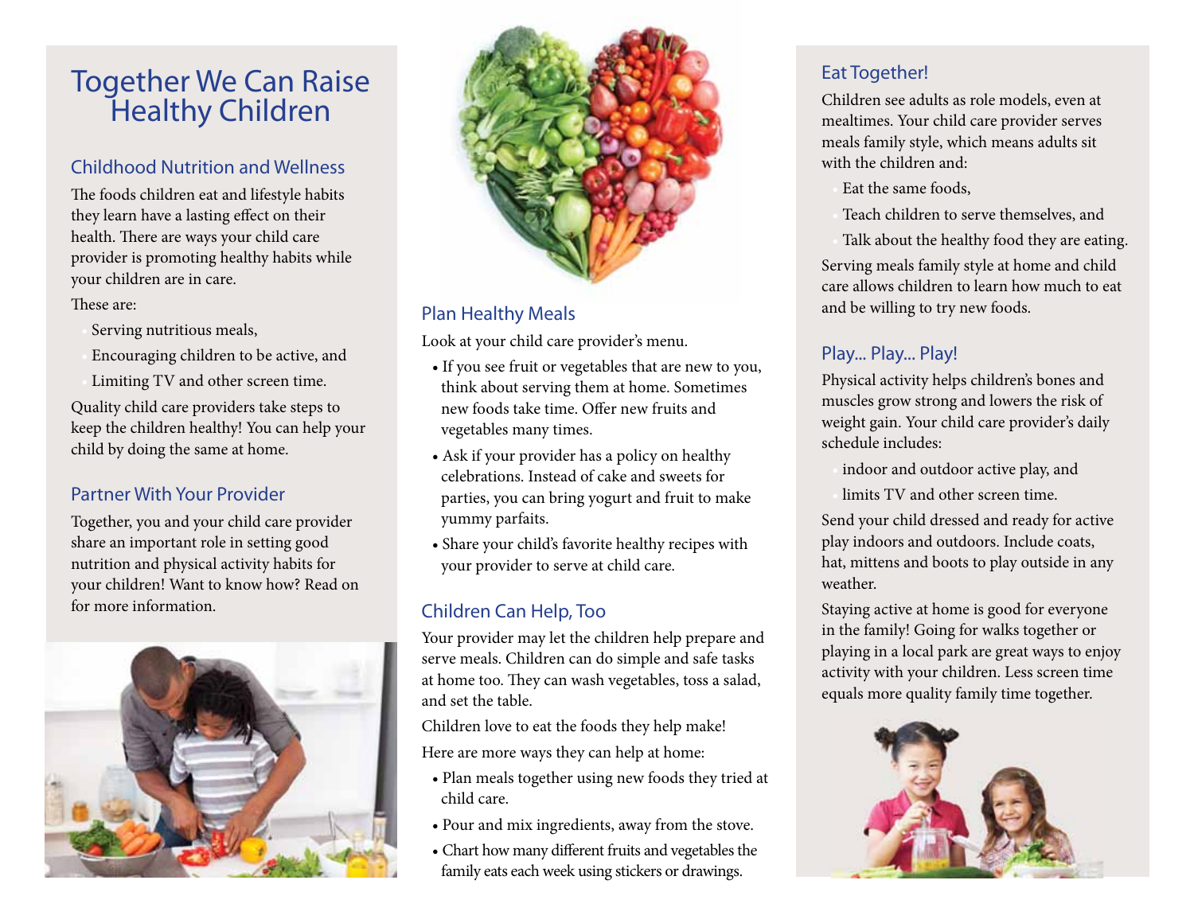# Together We Can Raise Healthy Children

## Childhood Nutrition and Wellness

The foods children eat and lifestyle habits they learn have a lasting effect on their health. There are ways your child care provider is promoting healthy habits while your children are in care.

These are:

- Serving nutritious meals,
- Encouraging children to be active, and
- Limiting TV and other screen time.

Quality child care providers take steps to keep the children healthy! You can help your child by doing the same at home.

## Partner With Your Provider

Together, you and your child care provider share an important role in setting good nutrition and physical activity habits for your children! Want to know how? Read on for more information.

## Plan Healthy Meals

Look at your child care provider's menu.

- If you see fruit or vegetables that are new to you, think about serving them at home. Sometimes new foods take time. Offer new fruits and vegetables many times.
- Ask if your provider has a policy on healthy celebrations. Instead of cake and sweets for parties, you can bring yogurt and fruit to make yummy parfaits.
- Share your child's favorite healthy recipes with your provider to serve at child care.

## Children Can Help, Too

Your provider may let the children help prepare and serve meals. Children can do simple and safe tasks at home too. They can wash vegetables, toss a salad, and set the table.

Children love to eat the foods they help make!

Here are more ways they can help at home:

- Plan meals together using new foods they tried at child care.
- Pour and mix ingredients, away from the stove.
- Chart how many different fruits and vegetables the family eats each week using stickers or drawings.

## Eat Together!

Children see adults as role models, even at mealtimes. Your child care provider serves meals family style, which means adults sit with the children and:

- Eat the same foods,
- Teach children to serve themselves, and
- Talk about the healthy food they are eating.

Serving meals family style at home and child care allows children to learn how much to eat and be willing to try new foods.

## Play... Play... Play!

Physical activity helps children's bones and muscles grow strong and lowers the risk of weight gain. Your child care provider's daily schedule includes:

- indoor and outdoor active play, and
- limits TV and other screen time.

Send your child dressed and ready for active play indoors and outdoors. Include coats, hat, mittens and boots to play outside in any weather.

Staying active at home is good for everyone in the family! Going for walks together or playing in a local park are great ways to enjoy activity with your children. Less screen time equals more quality family time together.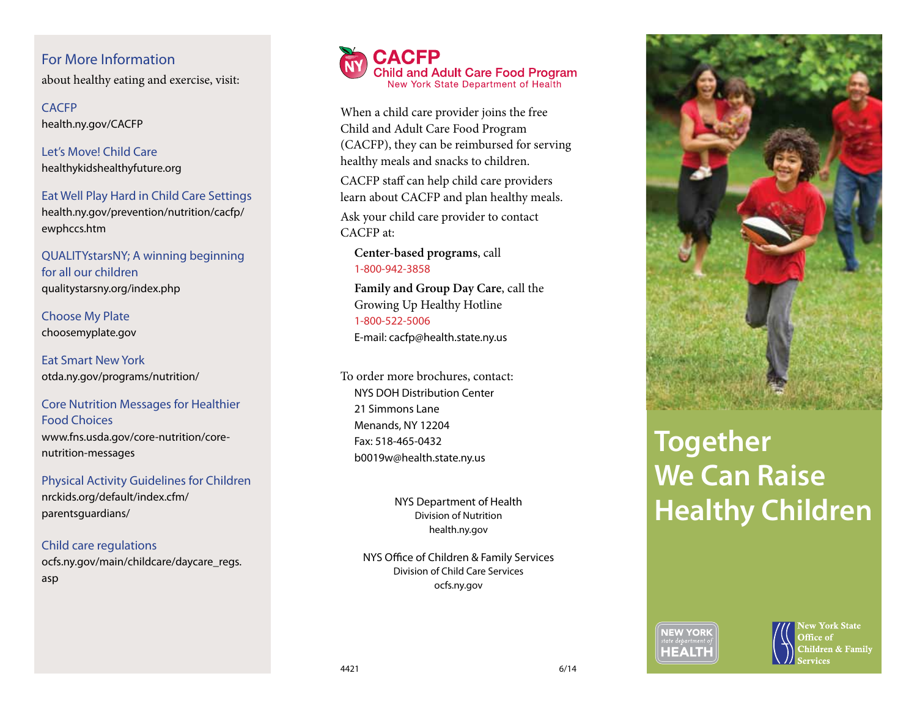## For More Information

about healthy eating and exercise, visit:

CACFP
health.ny.gov/CACFP

Let's Move! Child Care
healthykidshealthyfuture.org

Eat Well Play Hard in Child Care Settings
health.ny.gov/prevention/nutrition/cacfp/ewphccs.htm

QUALITYstarsNY; A winning beginning for all our children
qualitystarsny.org/index.php

Choose My Plate
choosemyplate.gov

Eat Smart New York
otda.ny.gov/programs/nutrition/

Core Nutrition Messages for Healthier Food Choices
www.fns.usda.gov/core-nutrition/core-nutrition-messages

Physical Activity Guidelines for Children
nrckids.org/default/index.cfm/parentsguardians/

Child care regulations
ocfs.ny.gov/main/childcare/daycare_regs.asp

## CACFP
### Child and Adult Care Food Program
New York State Department of Health

When a child care provider joins the free Child and Adult Care Food Program (CACFP), they can be reimbursed for serving healthy meals and snacks to children.

CACFP staff can help child care providers learn about CACFP and plan healthy meals.

Ask your child care provider to contact CACFP at:

**Center-based programs**, call
1-800-942-3858

**Family and Group Day Care**, call the Growing Up Healthy Hotline
1-800-522-5006
E-mail: cacfp@health.state.ny.us

To order more brochures, contact:
NYS DOH Distribution Center
21 Simmons Lane
Menands, NY 12204
Fax: 518-465-0432
b0019w@health.state.ny.us

NYS Department of Health
Division of Nutrition
health.ny.gov

NYS Office of Children & Family Services
Division of Child Care Services
ocfs.ny.gov

4421 6/14

# Together We Can Raise Healthy Children

NEW YORK state department of HEALTH

New York State Office of Children & Family Services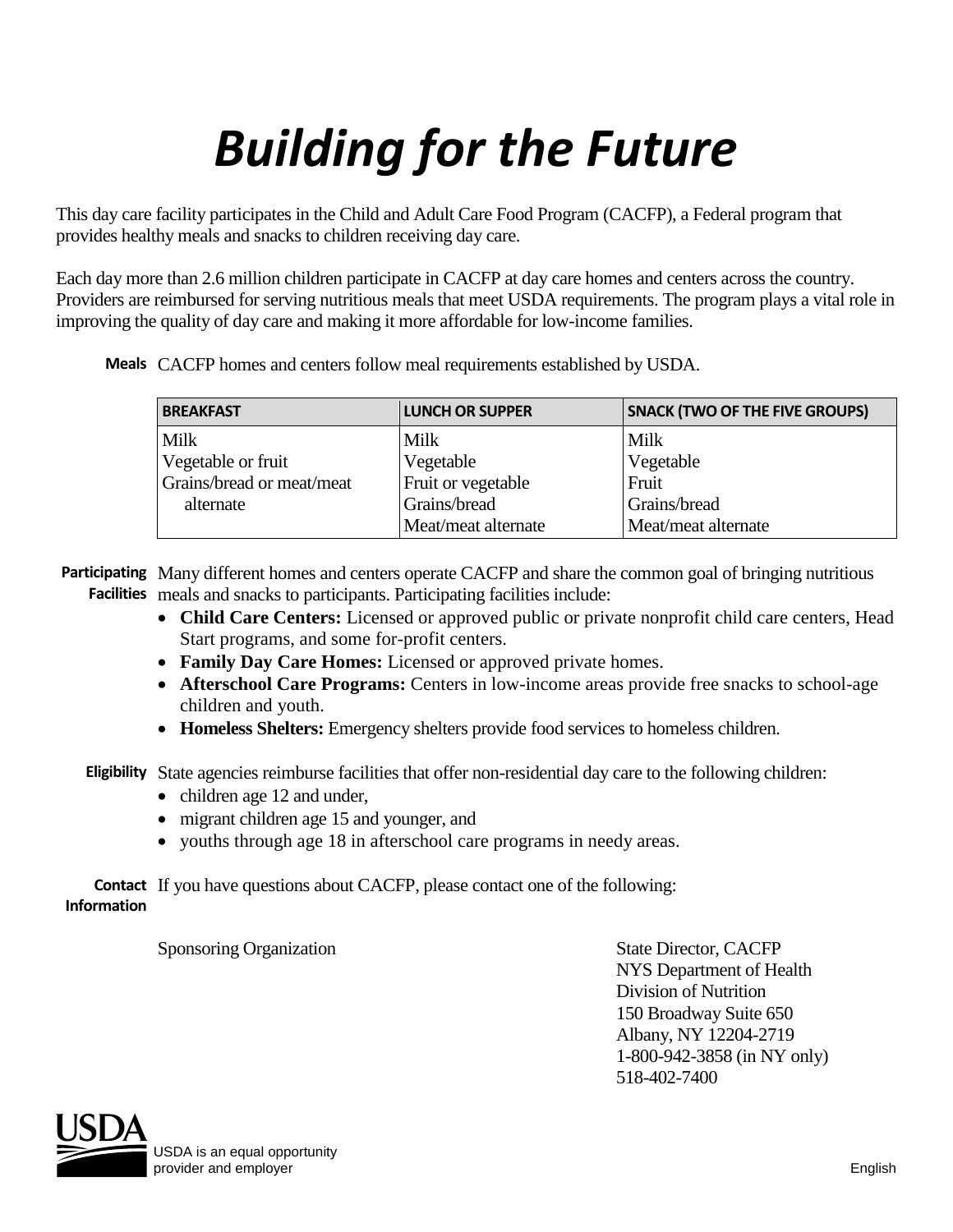# *Building for the Future*

This day care facility participates in the Child and Adult Care Food Program (CACFP), a Federal program that provides healthy meals and snacks to children receiving day care.

Each day more than 2.6 million children participate in CACFP at day care homes and centers across the country. Providers are reimbursed for serving nutritious meals that meet USDA requirements. The program plays a vital role in improving the quality of day care and making it more affordable for low-income families.

**Meals** CACFP homes and centers follow meal requirements established by USDA.

| BREAKFAST | LUNCH OR SUPPER | SNACK (TWO OF THE FIVE GROUPS) |
|---|---|---|
| Milk | Milk | Milk |
| Vegetable or fruit | Vegetable | Vegetable |
| Grains/bread or meat/meat alternate | Fruit or vegetable | Fruit |
| | Grains/bread | Grains/bread |
| | Meat/meat alternate | Meat/meat alternate |

**Participating Facilities** Many different homes and centers operate CACFP and share the common goal of bringing nutritious meals and snacks to participants. Participating facilities include:

- **Child Care Centers:** Licensed or approved public or private nonprofit child care centers, Head Start programs, and some for-profit centers.
- **Family Day Care Homes:** Licensed or approved private homes.
- **Afterschool Care Programs:** Centers in low-income areas provide free snacks to school-age children and youth.
- **Homeless Shelters:** Emergency shelters provide food services to homeless children.

**Eligibility** State agencies reimburse facilities that offer non-residential day care to the following children:

- children age 12 and under,
- migrant children age 15 and younger, and
- youths through age 18 in afterschool care programs in needy areas.

**Contact Information** If you have questions about CACFP, please contact one of the following:

Sponsoring Organization

State Director, CACFP
NYS Department of Health
Division of Nutrition
150 Broadway Suite 650
Albany, NY 12204-2719
1-800-942-3858 (in NY only)
518-402-7400

USDA is an equal opportunity provider and employer

English